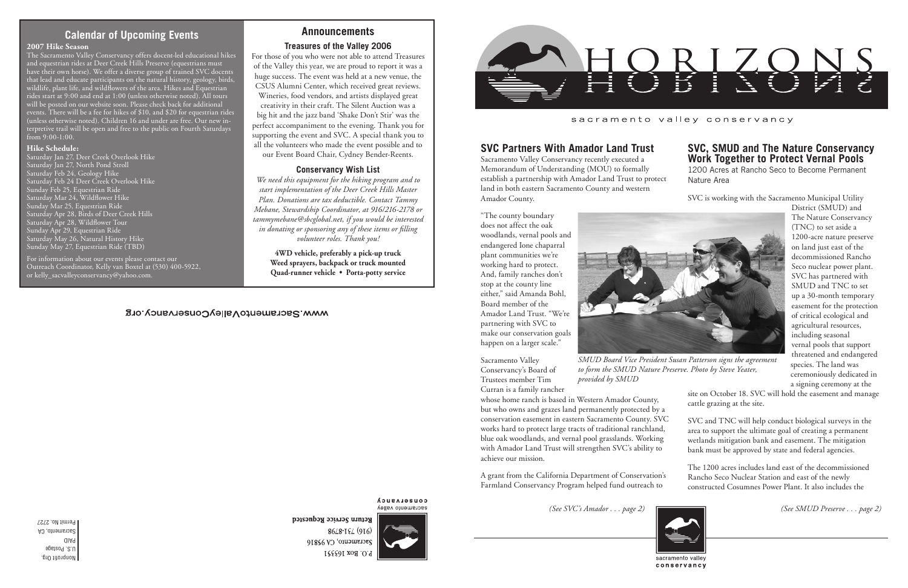## Calendar of Upcoming Events

**2007 Hike Season**

The Sacramento Valley Conservancy offers docent-led educational hikes and equestrian rides at Deer Creek Hills Preserve (equestrians must have their own horse). We offer a diverse group of trained SVC docents that lead and educate participants on the natural history, geology, birds, wildlife, plant life, and wildflowers of the area. Hikes and Equestrian rides start at 9:00 and end at 1:00 (unless otherwise noted). All tours will be posted on our website soon. Please check back for additional events. There will be a fee for hikes of $10, and $20 for equestrian rides (unless otherwise noted). Children 16 and under are free. Our new interpretive trail will be open and free to the public on Fourth Saturdays from 9:00-1:00.

**Hike Schedule:**

Saturday Jan 27, Deer Creek Overlook Hike
Saturday Jan 27, North Pond Stroll
Saturday Feb 24, Geology Hike
Saturday Feb 24 Deer Creek Overlook Hike
Sunday Feb 25, Equestrian Ride
Saturday Mar 24, Wildflower Hike
Sunday Mar 25, Equestrian Ride
Saturday Apr 28, Birds of Deer Creek Hills
Saturday Apr 28, Wildflower Tour
Sunday Apr 29, Equestrian Ride
Saturday May 26, Natural History Hike
Sunday May 27, Equestrian Ride (TBD)

For information about our events please contact our Outreach Coordinator, Kelly van Boxtel at (530) 400-5922, or kelly_sacvalleyconservancy@yahoo.com.

## Announcements

### Treasures of the Valley 2006

For those of you who were not able to attend Treasures of the Valley this year, we are proud to report it was a huge success. The event was held at a new venue, the CSUS Alumni Center, which received great reviews. Wineries, food vendors, and artists displayed great creativity in their craft. The Silent Auction was a big hit and the jazz band 'Shake Don't Stir' was the perfect accompaniment to the evening. Thank you for supporting the event and SVC. A special thank you to all the volunteers who made the event possible and to our Event Board Chair, Cydney Bender-Reents.

### Conservancy Wish List

*We need this equipment for the hiking program and to start implementation of the Deer Creek Hills Master Plan. Donations are tax deductible. Contact Tammy Mebane, Stewardship Coordinator, at 916/216-2178 or tammymebane@sbcglobal.net, if you would be interested in donating or sponsoring any of these items or filling volunteer roles. Thank you!*

**4WD vehicle, preferably a pick-up truck**
**Weed sprayers, backpack or truck mounted**
**Quad-runner vehicle • Porta-potty service**

www.SacramentoValleyConservancy.org

P.O. Box 163351
Sacramento, CA 95816
(916) 731-8798
**Return Service Requested**

sacramento valley conservancy

Nonprofit Org.
U.S. Postage
PAID
Sacramento, CA
Permit No. 2727

# HORIZONS

sacramento valley conservancy

## SVC Partners With Amador Land Trust

Sacramento Valley Conservancy recently executed a Memorandum of Understanding (MOU) to formally establish a partnership with Amador Land Trust to protect land in both eastern Sacramento County and western Amador County.

"The county boundary does not affect the oak woodlands, vernal pools and endangered Ione chaparral plant communities we're working hard to protect. And, family ranches don't stop at the county line either," said Amanda Bohl, Board member of the Amador Land Trust. "We're partnering with SVC to make our conservation goals happen on a larger scale."

Sacramento Valley Conservancy's Board of Trustees member Tim Curran is a family rancher whose home ranch is based in Western Amador County, but who owns and grazes land permanently protected by a conservation easement in eastern Sacramento County. SVC works hard to protect large tracts of traditional ranchland, blue oak woodlands, and vernal pool grasslands. Working with Amador Land Trust will strengthen SVC's ability to achieve our mission.

A grant from the California Department of Conservation's Farmland Conservancy Program helped fund outreach to

*(See SVC's Amador . . . page 2)*

*SMUD Board Vice President Susan Patterson signs the agreement to form the SMUD Nature Preserve. Photo by Steve Yeater, provided by SMUD*

## SVC, SMUD and The Nature Conservancy Work Together to Protect Vernal Pools

1200 Acres at Rancho Seco to Become Permanent Nature Area

SVC is working with the Sacramento Municipal Utility District (SMUD) and The Nature Conservancy (TNC) to set aside a 1200-acre nature preserve on land just east of the decommissioned Rancho Seco nuclear power plant. SVC has partnered with SMUD and TNC to set up a 30-month temporary easement for the protection of critical ecological and agricultural resources, including seasonal vernal pools that support threatened and endangered species. The land was ceremoniously dedicated in a signing ceremony at the site on October 18. SVC will hold the easement and manage cattle grazing at the site.

SVC and TNC will help conduct biological surveys in the area to support the ultimate goal of creating a permanent wetlands mitigation bank and easement. The mitigation bank must be approved by state and federal agencies.

The 1200 acres includes land east of the decommissioned Rancho Seco Nuclear Station and east of the newly constructed Cosumnes Power Plant. It also includes the

*(See SMUD Preserve . . . page 2)*

sacramento valley conservancy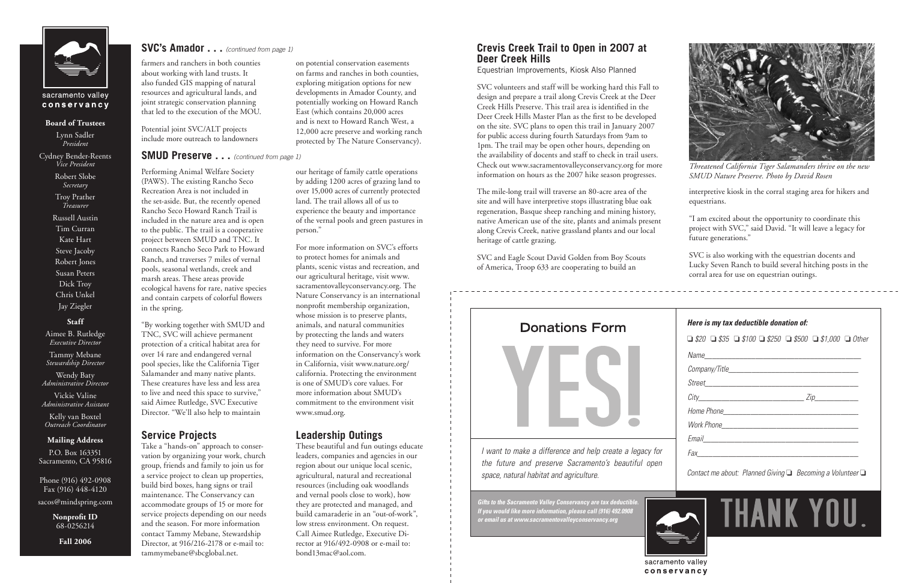sacramento valley
**conservancy**

**Board of Trustees**

Lynn Sadler
*President*

Cydney Bender-Reents
*Vice President*

Robert Slobe
*Secretary*

Troy Prather
*Treasurer*

Russell Austin

Tim Curran

Kate Hart

Steve Jacoby

Robert Jones

Susan Peters

Dick Troy

Chris Unkel

Jay Ziegler

**Staff**

Aimee B. Rutledge
*Executive Director*

Tammy Mebane
*Stewardship Director*

Wendy Baty
*Administrative Director*

Vickie Valine
*Administrative Assistant*

Kelly van Boxtel
*Outreach Coordinator*

**Mailing Address**

P.O. Box 163351
Sacramento, CA 95816

Phone (916) 492-0908
Fax (916) 448-4120

sacos@mindspring.com

**Nonprofit ID**
68-0256214

**Fall 2006**

## SVC's Amador . . . *(continued from page 1)*

farmers and ranchers in both counties about working with land trusts. It also funded GIS mapping of natural resources and agricultural lands, and joint strategic conservation planning that led to the execution of the MOU.

Potential joint SVC/ALT projects include more outreach to landowners on potential conservation easements on farms and ranches in both counties, exploring mitigation options for new developments in Amador County, and potentially working on Howard Ranch East (which contains 20,000 acres and is next to Howard Ranch West, a 12,000 acre preserve and working ranch protected by The Nature Conservancy).

## SMUD Preserve . . . *(continued from page 1)*

Performing Animal Welfare Society (PAWS). The existing Rancho Seco Recreation Area is not included in the set-aside. But, the recently opened Rancho Seco Howard Ranch Trail is included in the nature area and is open to the public. The trail is a cooperative project between SMUD and TNC. It connects Rancho Seco Park to Howard Ranch, and traverses 7 miles of vernal pools, seasonal wetlands, creek and marsh areas. These areas provide ecological havens for rare, native species and contain carpets of colorful flowers in the spring.

"By working together with SMUD and TNC, SVC will achieve permanent protection of a critical habitat area for over 14 rare and endangered vernal pool species, like the California Tiger Salamander and many native plants. These creatures have less and less area to live and need this space to survive," said Aimee Rutledge, SVC Executive Director. "We'll also help to maintain our heritage of family cattle operations by adding 1200 acres of grazing land to over 15,000 acres of currently protected land. The trail allows all of us to experience the beauty and importance of the vernal pools and green pastures in person."

For more information on SVC's efforts to protect homes for animals and plants, scenic vistas and recreation, and our agricultural heritage, visit www.sacramentovalleyconservancy.org. The Nature Conservancy is an international nonprofit membership organization, whose mission is to preserve plants, animals, and natural communities by protecting the lands and waters they need to survive. For more information on the Conservancy's work in California, visit www.nature.org/california. Protecting the environment is one of SMUD's core values. For more information about SMUD's commitment to the environment visit www.smud.org.

## Service Projects

Take a "hands-on" approach to conservation by organizing your work, church group, friends and family to join us for a service project to clean up properties, build bird boxes, hang signs or trail maintenance. The Conservancy can accommodate groups of 15 or more for service projects depending on our needs and the season. For more information contact Tammy Mebane, Stewardship Director, at 916/216-2178 or e-mail to: tammymebane@sbcglobal.net.

## Leadership Outings

These beautiful and fun outings educate leaders, companies and agencies in our region about our unique local scenic, agricultural, natural and recreational resources (including oak woodlands and vernal pools close to work), how they are protected and managed, and build camaraderie in an "out-of-work", low stress environment. On request. Call Aimee Rutledge, Executive Director at 916/492-0908 or e-mail to: bond13mac@aol.com.

## Crevis Creek Trail to Open in 2007 at Deer Creek Hills

Equestrian Improvements, Kiosk Also Planned

SVC volunteers and staff will be working hard this Fall to design and prepare a trail along Crevis Creek at the Deer Creek Hills Preserve. This trail area is identified in the Deer Creek Hills Master Plan as the first to be developed on the site. SVC plans to open this trail in January 2007 for public access during fourth Saturdays from 9am to 1pm. The trail may be open other hours, depending on the availability of docents and staff to check in trail users. Check out www.sacramentovalleyconservancy.org for more information on hours as the 2007 hike season progresses.

The mile-long trail will traverse an 80-acre area of the site and will have interpretive stops illustrating blue oak regeneration, Basque sheep ranching and mining history, native American use of the site, plants and animals present along Crevis Creek, native grassland plants and our local heritage of cattle grazing.

SVC and Eagle Scout David Golden from Boy Scouts of America, Troop 633 are cooperating to build an interpretive kiosk in the corral staging area for hikers and equestrians.

"I am excited about the opportunity to coordinate this project with SVC," said David. "It will leave a legacy for future generations."

SVC is also working with the equestrian docents and Lucky Seven Ranch to build several hitching posts in the corral area for use on equestrian outings.

*Threatened California Tiger Salamanders thrive on the new SMUD Nature Preserve. Photo by David Rosen*

## Donations Form

# YES!

*I want to make a difference and help create a legacy for the future and preserve Sacramento's beautiful open space, natural habitat and agriculture.*

***Gifts to the Sacramento Valley Conservancy are tax deductible. If you would like more information, please call (916) 492.0908 or email us at www.sacramentovalleyconservancy.org***

***Here is my tax deductible donation of:***

❑ $20 ❑ $35 ❑ $100 ❑ $250 ❑ $500 ❑ $1,000 ❑ Other

Name\_\_\_\_\_\_\_\_\_\_\_\_\_\_\_\_\_\_\_\_\_\_\_\_\_\_\_\_\_\_\_\_\_\_\_\_\_\_\_\_

Company/Title\_\_\_\_\_\_\_\_\_\_\_\_\_\_\_\_\_\_\_\_\_\_\_\_\_\_\_\_\_\_\_\_\_\_

Street\_\_\_\_\_\_\_\_\_\_\_\_\_\_\_\_\_\_\_\_\_\_\_\_\_\_\_\_\_\_\_\_\_\_\_\_\_\_\_\_

City\_\_\_\_\_\_\_\_\_\_\_\_\_\_\_\_\_\_\_\_\_\_\_\_\_\_ Zip\_\_\_\_\_\_\_\_\_\_\_

Home Phone\_\_\_\_\_\_\_\_\_\_\_\_\_\_\_\_\_\_\_\_\_\_\_\_\_\_\_\_\_\_\_\_\_\_\_

Work Phone\_\_\_\_\_\_\_\_\_\_\_\_\_\_\_\_\_\_\_\_\_\_\_\_\_\_\_\_\_\_\_\_\_\_\_

Email\_\_\_\_\_\_\_\_\_\_\_\_\_\_\_\_\_\_\_\_\_\_\_\_\_\_\_\_\_\_\_\_\_\_\_\_\_\_\_\_

Fax\_\_\_\_\_\_\_\_\_\_\_\_\_\_\_\_\_\_\_\_\_\_\_\_\_\_\_\_\_\_\_\_\_\_\_\_\_\_\_\_\_

Contact me about: Planned Giving ❑ Becoming a Volunteer ❑

# THANK YOU.

sacramento valley
**conservancy**